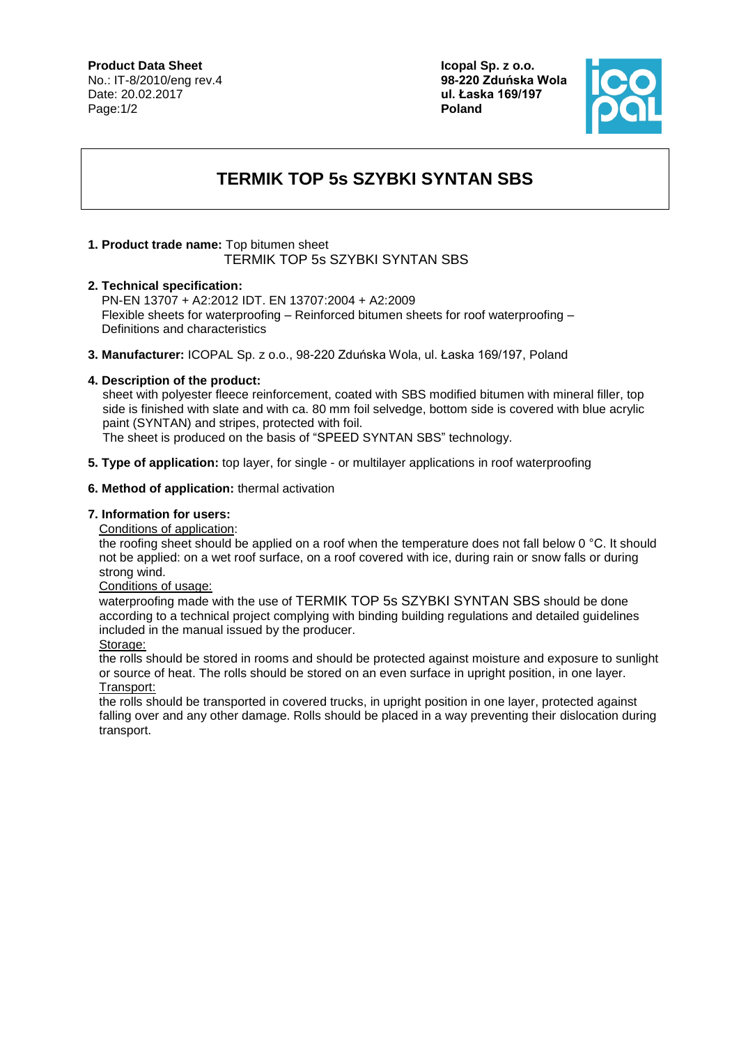**Product Data Sheet**
No.: IT-8/2010/eng rev.4
Date: 20.02.2017

**Icopal Sp. z o.o.**
**98-220 Zduńska Wola**
**ul. Łaska 169/197**
**Poland**

# TERMIK TOP 5s SZYBKI SYNTAN SBS

**1. Product trade name:** Top bitumen sheet
TERMIK TOP 5s SZYBKI SYNTAN SBS

**2. Technical specification:**
PN-EN 13707 + A2:2012 IDT. EN 13707:2004 + A2:2009
Flexible sheets for waterproofing – Reinforced bitumen sheets for roof waterproofing – Definitions and characteristics

**3. Manufacturer:** ICOPAL Sp. z o.o., 98-220 Zduńska Wola, ul. Łaska 169/197, Poland

**4. Description of the product:**
sheet with polyester fleece reinforcement, coated with SBS modified bitumen with mineral filler, top side is finished with slate and with ca. 80 mm foil selvedge, bottom side is covered with blue acrylic paint (SYNTAN) and stripes, protected with foil.
The sheet is produced on the basis of "SPEED SYNTAN SBS" technology.

**5. Type of application:** top layer, for single - or multilayer applications in roof waterproofing

**6. Method of application:** thermal activation

**7. Information for users:**

Conditions of application:
the roofing sheet should be applied on a roof when the temperature does not fall below 0 °C. It should not be applied: on a wet roof surface, on a roof covered with ice, during rain or snow falls or during strong wind.

Conditions of usage:
waterproofing made with the use of TERMIK TOP 5s SZYBKI SYNTAN SBS should be done according to a technical project complying with binding building regulations and detailed guidelines included in the manual issued by the producer.

Storage:
the rolls should be stored in rooms and should be protected against moisture and exposure to sunlight or source of heat. The rolls should be stored on an even surface in upright position, in one layer.

Transport:
the rolls should be transported in covered trucks, in upright position in one layer, protected against falling over and any other damage. Rolls should be placed in a way preventing their dislocation during transport.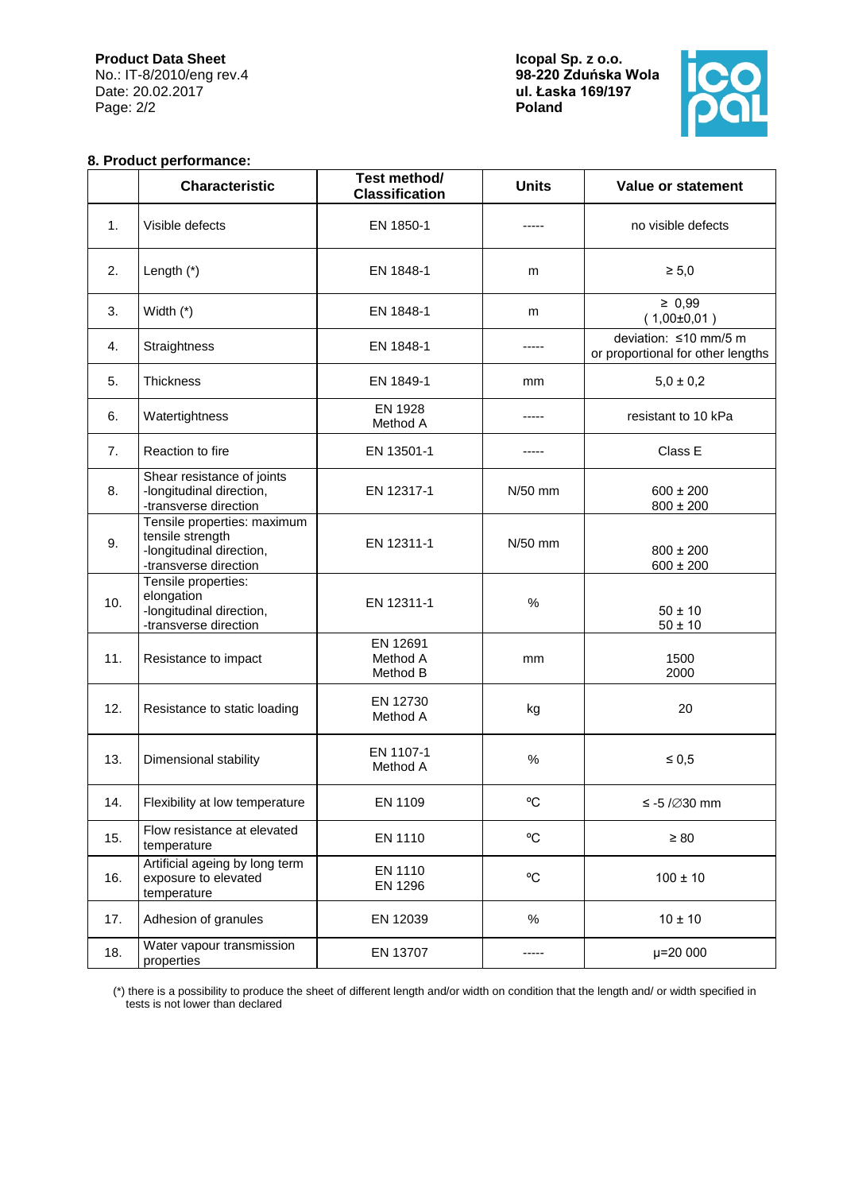**Product Data Sheet**
No.: IT-8/2010/eng rev.4
Date: 20.02.2017

**Icopal Sp. z o.o.**
**98-220 Zduńska Wola**
**ul. Łaska 169/197**
**Poland**

### 8. Product performance:

| | Characteristic | Test method/ Classification | Units | Value or statement |
|---|---|---|---|---|
| 1. | Visible defects | EN 1850-1 | ----- | no visible defects |
| 2. | Length (*) | EN 1848-1 | m | ≥ 5,0 |
| 3. | Width (*) | EN 1848-1 | m | ≥ 0,99 ( 1,00±0,01 ) |
| 4. | Straightness | EN 1848-1 | ----- | deviation: ≤10 mm/5 m or proportional for other lengths |
| 5. | Thickness | EN 1849-1 | mm | 5,0 ± 0,2 |
| 6. | Watertightness | EN 1928 Method A | ----- | resistant to 10 kPa |
| 7. | Reaction to fire | EN 13501-1 | ----- | Class E |
| 8. | Shear resistance of joints -longitudinal direction, -transverse direction | EN 12317-1 | N/50 mm | 600 ± 200<br>800 ± 200 |
| 9. | Tensile properties: maximum tensile strength -longitudinal direction, -transverse direction | EN 12311-1 | N/50 mm | 800 ± 200<br>600 ± 200 |
| 10. | Tensile properties: elongation -longitudinal direction, -transverse direction | EN 12311-1 | % | 50 ± 10<br>50 ± 10 |
| 11. | Resistance to impact | EN 12691 Method A Method B | mm | 1500<br>2000 |
| 12. | Resistance to static loading | EN 12730 Method A | kg | 20 |
| 13. | Dimensional stability | EN 1107-1 Method A | % | ≤ 0,5 |
| 14. | Flexibility at low temperature | EN 1109 | ºC | ≤ -5 /∅30 mm |
| 15. | Flow resistance at elevated temperature | EN 1110 | ºC | ≥ 80 |
| 16. | Artificial ageing by long term exposure to elevated temperature | EN 1110 EN 1296 | ºC | 100 ± 10 |
| 17. | Adhesion of granules | EN 12039 | % | 10 ± 10 |
| 18. | Water vapour transmission properties | EN 13707 | ----- | μ=20 000 |

(*) there is a possibility to produce the sheet of different length and/or width on condition that the length and/ or width specified in tests is not lower than declared